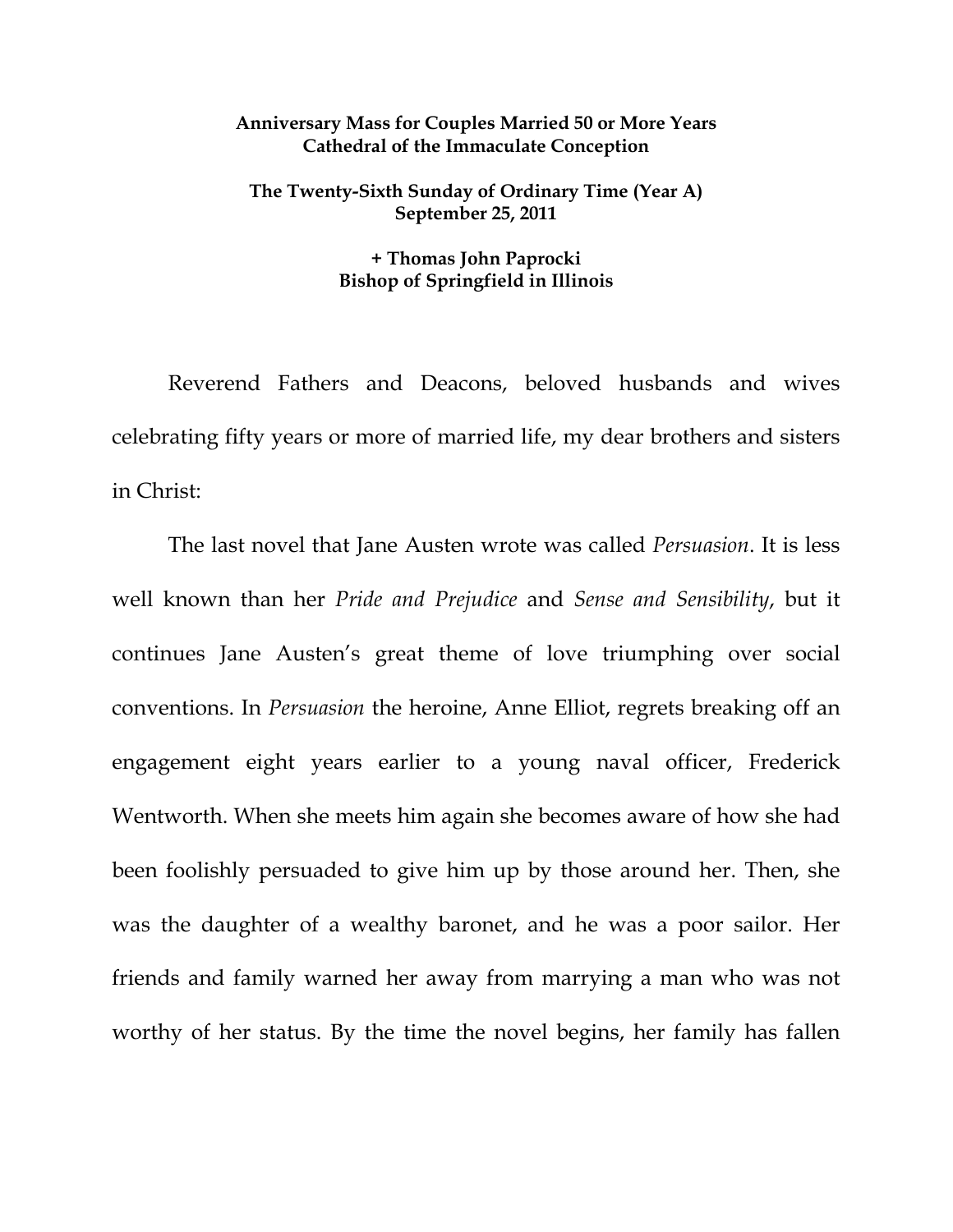**Anniversary Mass for Couples Married 50 or More Years**
**Cathedral of the Immaculate Conception**

**The Twenty-Sixth Sunday of Ordinary Time (Year A)**
**September 25, 2011**

**+ Thomas John Paprocki**
**Bishop of Springfield in Illinois**

Reverend Fathers and Deacons, beloved husbands and wives celebrating fifty years or more of married life, my dear brothers and sisters in Christ:

The last novel that Jane Austen wrote was called *Persuasion*. It is less well known than her *Pride and Prejudice* and *Sense and Sensibility*, but it continues Jane Austen's great theme of love triumphing over social conventions. In *Persuasion* the heroine, Anne Elliot, regrets breaking off an engagement eight years earlier to a young naval officer, Frederick Wentworth. When she meets him again she becomes aware of how she had been foolishly persuaded to give him up by those around her. Then, she was the daughter of a wealthy baronet, and he was a poor sailor. Her friends and family warned her away from marrying a man who was not worthy of her status. By the time the novel begins, her family has fallen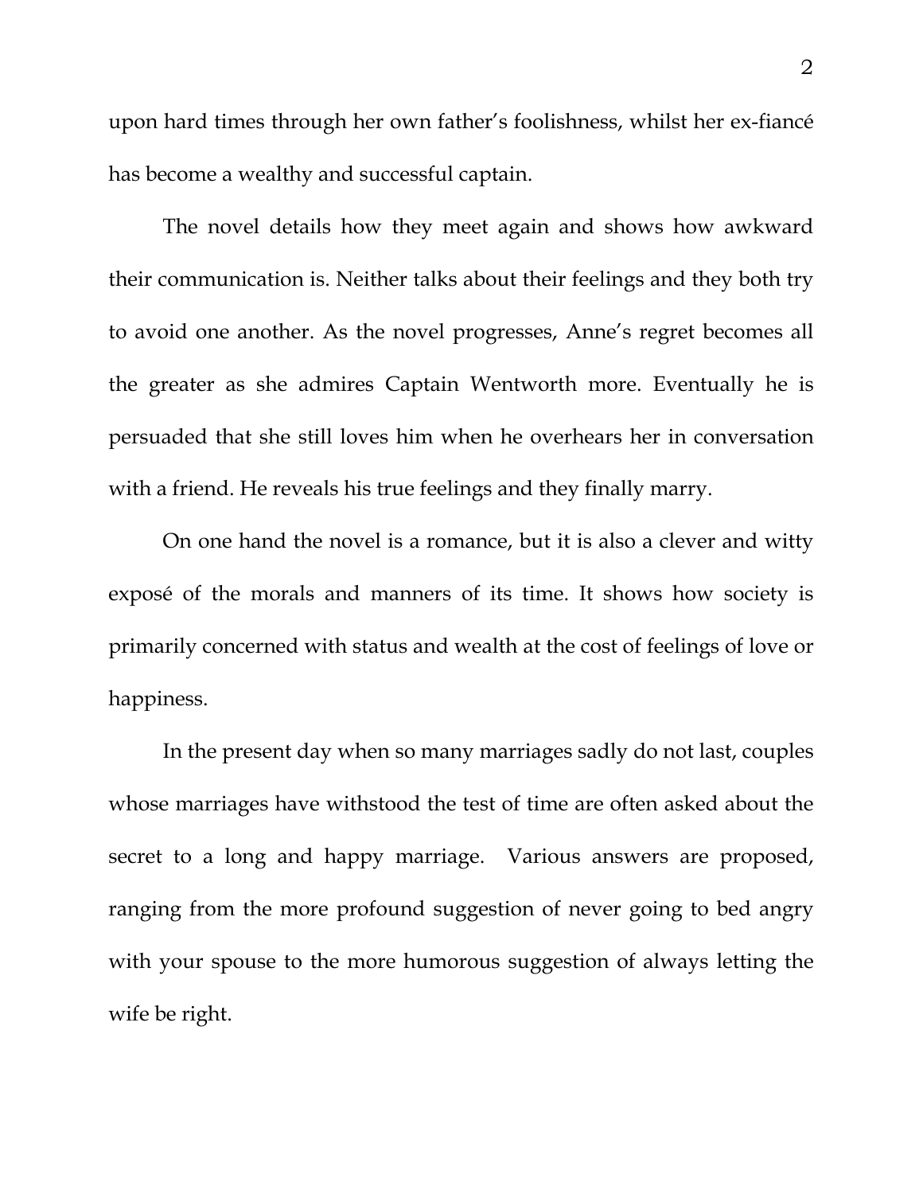upon hard times through her own father's foolishness, whilst her ex-fiancé has become a wealthy and successful captain.

The novel details how they meet again and shows how awkward their communication is. Neither talks about their feelings and they both try to avoid one another. As the novel progresses, Anne's regret becomes all the greater as she admires Captain Wentworth more. Eventually he is persuaded that she still loves him when he overhears her in conversation with a friend. He reveals his true feelings and they finally marry.

On one hand the novel is a romance, but it is also a clever and witty exposé of the morals and manners of its time. It shows how society is primarily concerned with status and wealth at the cost of feelings of love or happiness.

In the present day when so many marriages sadly do not last, couples whose marriages have withstood the test of time are often asked about the secret to a long and happy marriage. Various answers are proposed, ranging from the more profound suggestion of never going to bed angry with your spouse to the more humorous suggestion of always letting the wife be right.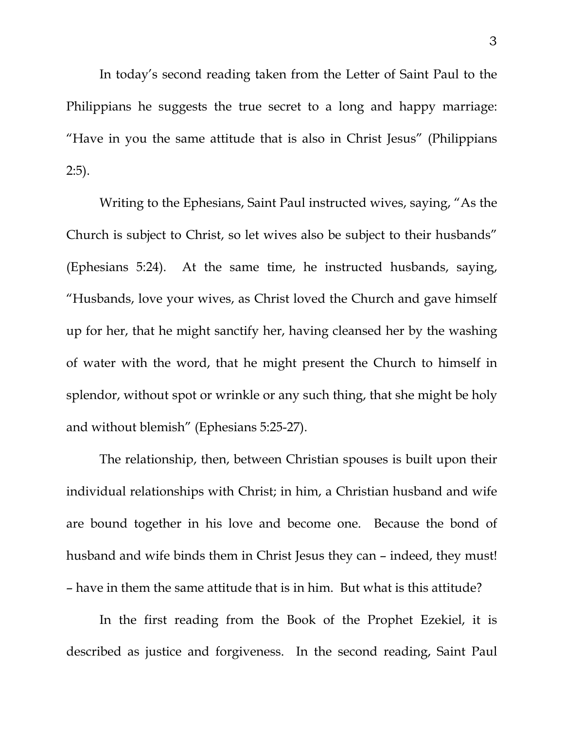In today's second reading taken from the Letter of Saint Paul to the Philippians he suggests the true secret to a long and happy marriage: "Have in you the same attitude that is also in Christ Jesus" (Philippians 2:5).

Writing to the Ephesians, Saint Paul instructed wives, saying, "As the Church is subject to Christ, so let wives also be subject to their husbands" (Ephesians 5:24). At the same time, he instructed husbands, saying, "Husbands, love your wives, as Christ loved the Church and gave himself up for her, that he might sanctify her, having cleansed her by the washing of water with the word, that he might present the Church to himself in splendor, without spot or wrinkle or any such thing, that she might be holy and without blemish" (Ephesians 5:25-27).

The relationship, then, between Christian spouses is built upon their individual relationships with Christ; in him, a Christian husband and wife are bound together in his love and become one. Because the bond of husband and wife binds them in Christ Jesus they can – indeed, they must! – have in them the same attitude that is in him. But what is this attitude?

In the first reading from the Book of the Prophet Ezekiel, it is described as justice and forgiveness. In the second reading, Saint Paul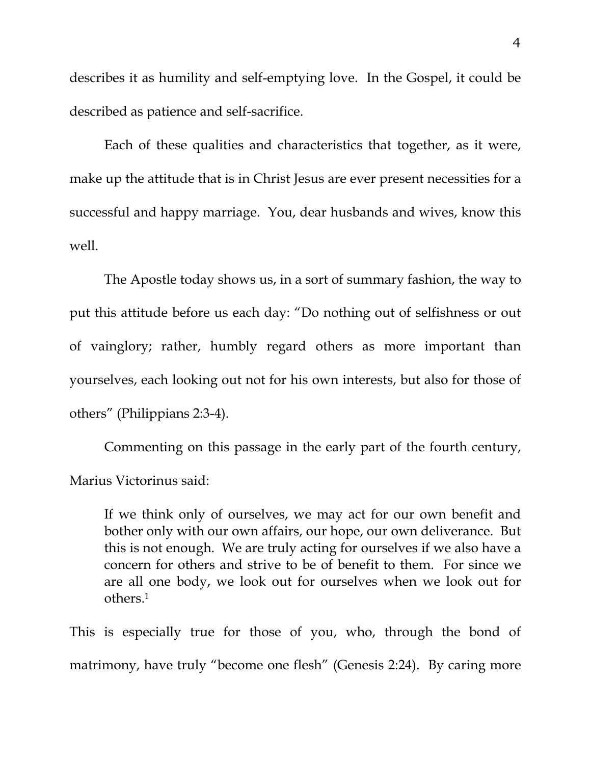describes it as humility and self-emptying love. In the Gospel, it could be described as patience and self-sacrifice.

Each of these qualities and characteristics that together, as it were, make up the attitude that is in Christ Jesus are ever present necessities for a successful and happy marriage. You, dear husbands and wives, know this well.

The Apostle today shows us, in a sort of summary fashion, the way to put this attitude before us each day: "Do nothing out of selfishness or out of vainglory; rather, humbly regard others as more important than yourselves, each looking out not for his own interests, but also for those of others" (Philippians 2:3-4).

Commenting on this passage in the early part of the fourth century, Marius Victorinus said:

> If we think only of ourselves, we may act for our own benefit and bother only with our own affairs, our hope, our own deliverance. But this is not enough. We are truly acting for ourselves if we also have a concern for others and strive to be of benefit to them. For since we are all one body, we look out for ourselves when we look out for others.[1]

This is especially true for those of you, who, through the bond of matrimony, have truly "become one flesh" (Genesis 2:24). By caring more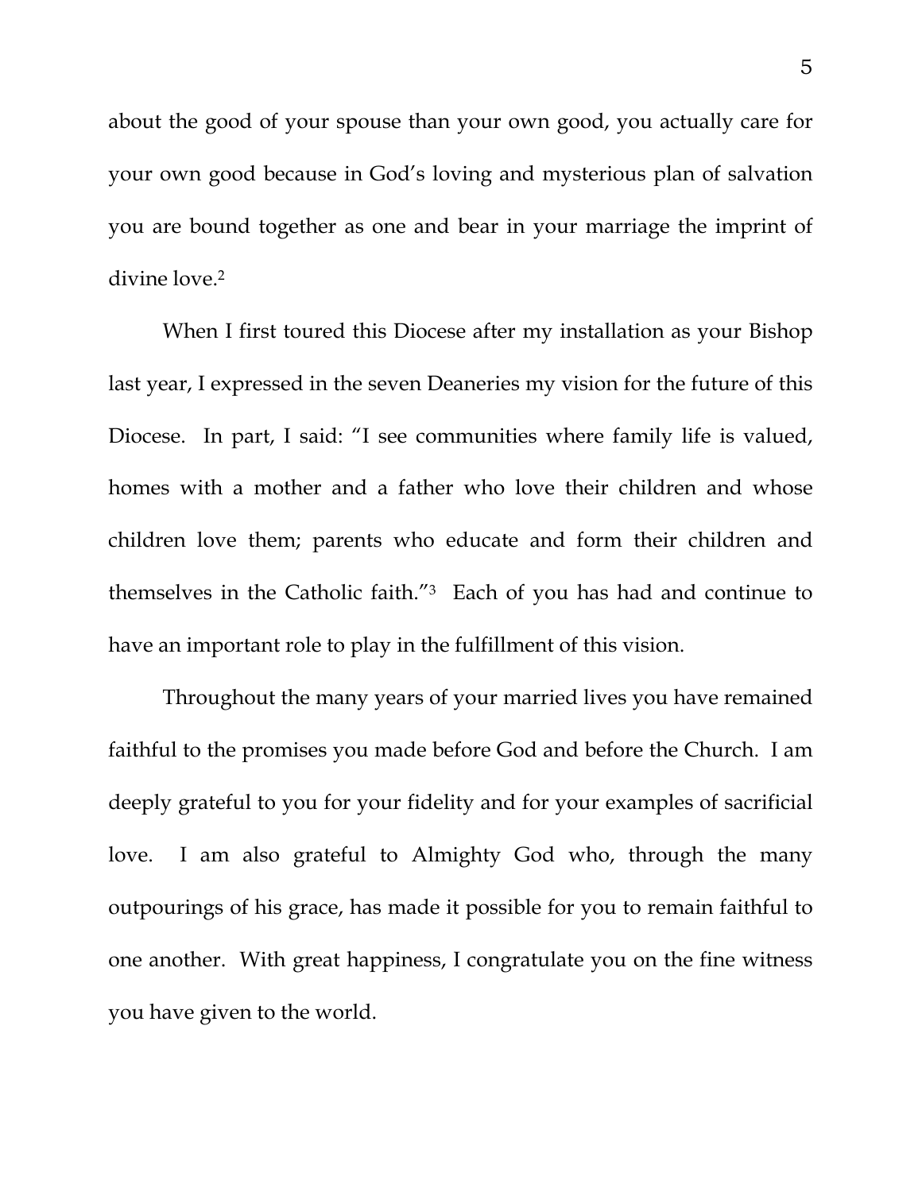about the good of your spouse than your own good, you actually care for your own good because in God's loving and mysterious plan of salvation you are bound together as one and bear in your marriage the imprint of divine love.[2]

When I first toured this Diocese after my installation as your Bishop last year, I expressed in the seven Deaneries my vision for the future of this Diocese. In part, I said: "I see communities where family life is valued, homes with a mother and a father who love their children and whose children love them; parents who educate and form their children and themselves in the Catholic faith."[3] Each of you has had and continue to have an important role to play in the fulfillment of this vision.

Throughout the many years of your married lives you have remained faithful to the promises you made before God and before the Church. I am deeply grateful to you for your fidelity and for your examples of sacrificial love. I am also grateful to Almighty God who, through the many outpourings of his grace, has made it possible for you to remain faithful to one another. With great happiness, I congratulate you on the fine witness you have given to the world.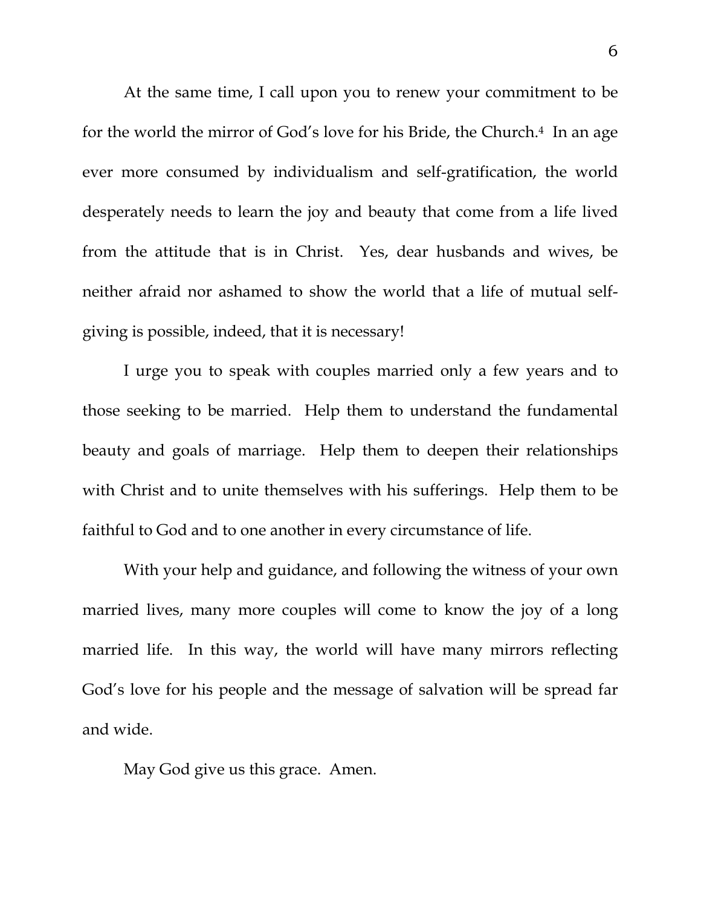At the same time, I call upon you to renew your commitment to be for the world the mirror of God's love for his Bride, the Church.[4] In an age ever more consumed by individualism and self-gratification, the world desperately needs to learn the joy and beauty that come from a life lived from the attitude that is in Christ. Yes, dear husbands and wives, be neither afraid nor ashamed to show the world that a life of mutual self-giving is possible, indeed, that it is necessary!

I urge you to speak with couples married only a few years and to those seeking to be married. Help them to understand the fundamental beauty and goals of marriage. Help them to deepen their relationships with Christ and to unite themselves with his sufferings. Help them to be faithful to God and to one another in every circumstance of life.

With your help and guidance, and following the witness of your own married lives, many more couples will come to know the joy of a long married life. In this way, the world will have many mirrors reflecting God's love for his people and the message of salvation will be spread far and wide.

May God give us this grace. Amen.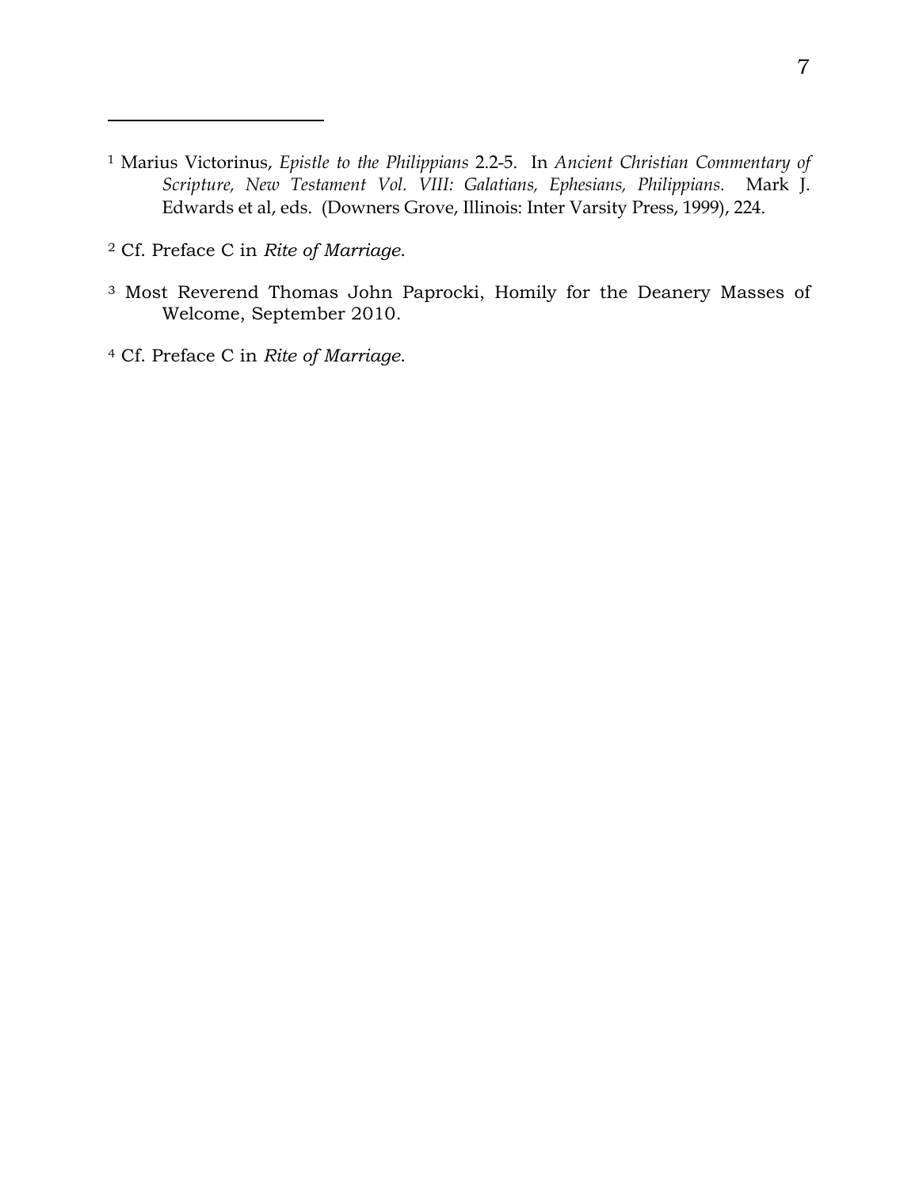[1] Marius Victorinus, *Epistle to the Philippians* 2.2-5. In *Ancient Christian Commentary of Scripture, New Testament Vol. VIII: Galatians, Ephesians, Philippians*. Mark J. Edwards et al, eds. (Downers Grove, Illinois: Inter Varsity Press, 1999), 224.

[2] Cf. Preface C in *Rite of Marriage*.

[3] Most Reverend Thomas John Paprocki, Homily for the Deanery Masses of Welcome, September 2010.

[4] Cf. Preface C in *Rite of Marriage*.